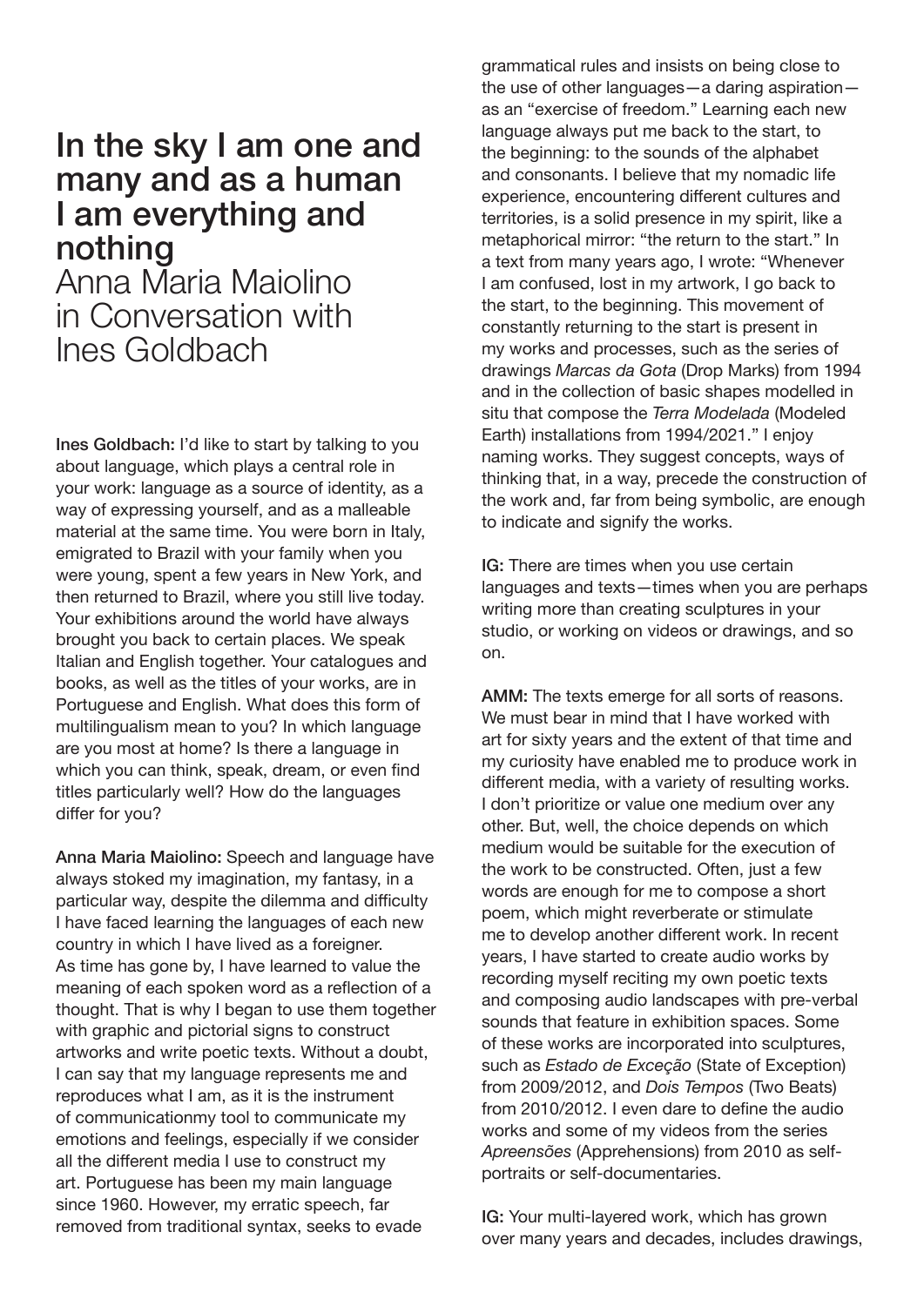# In the sky I am one and many and as a human I am everything and nothing

## Anna Maria Maiolino in Conversation with Ines Goldbach

**Ines Goldbach:** I'd like to start by talking to you about language, which plays a central role in your work: language as a source of identity, as a way of expressing yourself, and as a malleable material at the same time. You were born in Italy, emigrated to Brazil with your family when you were young, spent a few years in New York, and then returned to Brazil, where you still live today. Your exhibitions around the world have always brought you back to certain places. We speak Italian and English together. Your catalogues and books, as well as the titles of your works, are in Portuguese and English. What does this form of multilingualism mean to you? In which language are you most at home? Is there a language in which you can think, speak, dream, or even find titles particularly well? How do the languages differ for you?

**Anna Maria Maiolino:** Speech and language have always stoked my imagination, my fantasy, in a particular way, despite the dilemma and difficulty I have faced learning the languages of each new country in which I have lived as a foreigner. As time has gone by, I have learned to value the meaning of each spoken word as a reflection of a thought. That is why I began to use them together with graphic and pictorial signs to construct artworks and write poetic texts. Without a doubt, I can say that my language represents me and reproduces what I am, as it is the instrument of communicationmy tool to communicate my emotions and feelings, especially if we consider all the different media I use to construct my art. Portuguese has been my main language since 1960. However, my erratic speech, far removed from traditional syntax, seeks to evade grammatical rules and insists on being close to the use of other languages—a daring aspiration—as an "exercise of freedom." Learning each new language always put me back to the start, to the beginning: to the sounds of the alphabet and consonants. I believe that my nomadic life experience, encountering different cultures and territories, is a solid presence in my spirit, like a metaphorical mirror: "the return to the start." In a text from many years ago, I wrote: "Whenever I am confused, lost in my artwork, I go back to the start, to the beginning. This movement of constantly returning to the start is present in my works and processes, such as the series of drawings *Marcas da Gota* (Drop Marks) from 1994 and in the collection of basic shapes modelled in situ that compose the *Terra Modelada* (Modeled Earth) installations from 1994/2021." I enjoy naming works. They suggest concepts, ways of thinking that, in a way, precede the construction of the work and, far from being symbolic, are enough to indicate and signify the works.

**IG:** There are times when you use certain languages and texts—times when you are perhaps writing more than creating sculptures in your studio, or working on videos or drawings, and so on.

**AMM:** The texts emerge for all sorts of reasons. We must bear in mind that I have worked with art for sixty years and the extent of that time and my curiosity have enabled me to produce work in different media, with a variety of resulting works. I don't prioritize or value one medium over any other. But, well, the choice depends on which medium would be suitable for the execution of the work to be constructed. Often, just a few words are enough for me to compose a short poem, which might reverberate or stimulate me to develop another different work. In recent years, I have started to create audio works by recording myself reciting my own poetic texts and composing audio landscapes with pre-verbal sounds that feature in exhibition spaces. Some of these works are incorporated into sculptures, such as *Estado de Exceção* (State of Exception) from 2009/2012, and *Dois Tempos* (Two Beats) from 2010/2012. I even dare to define the audio works and some of my videos from the series *Apreensões* (Apprehensions) from 2010 as self-portraits or self-documentaries.

**IG:** Your multi-layered work, which has grown over many years and decades, includes drawings,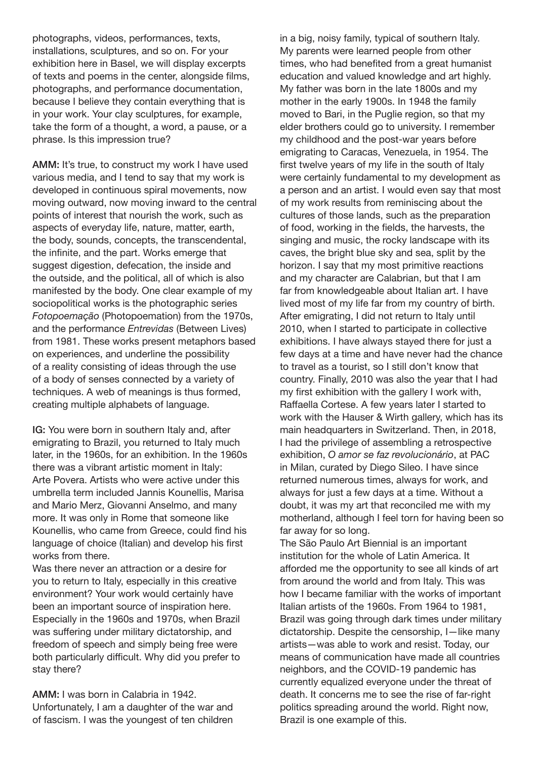photographs, videos, performances, texts, installations, sculptures, and so on. For your exhibition here in Basel, we will display excerpts of texts and poems in the center, alongside films, photographs, and performance documentation, because I believe they contain everything that is in your work. Your clay sculptures, for example, take the form of a thought, a word, a pause, or a phrase. Is this impression true?

**AMM:** It's true, to construct my work I have used various media, and I tend to say that my work is developed in continuous spiral movements, now moving outward, now moving inward to the central points of interest that nourish the work, such as aspects of everyday life, nature, matter, earth, the body, sounds, concepts, the transcendental, the infinite, and the part. Works emerge that suggest digestion, defecation, the inside and the outside, and the political, all of which is also manifested by the body. One clear example of my sociopolitical works is the photographic series *Fotopoemação* (Photopoemation) from the 1970s, and the performance *Entrevidas* (Between Lives) from 1981. These works present metaphors based on experiences, and underline the possibility of a reality consisting of ideas through the use of a body of senses connected by a variety of techniques. A web of meanings is thus formed, creating multiple alphabets of language.

**IG:** You were born in southern Italy and, after emigrating to Brazil, you returned to Italy much later, in the 1960s, for an exhibition. In the 1960s there was a vibrant artistic moment in Italy: Arte Povera. Artists who were active under this umbrella term included Jannis Kounellis, Marisa and Mario Merz, Giovanni Anselmo, and many more. It was only in Rome that someone like Kounellis, who came from Greece, could find his language of choice (Italian) and develop his first works from there.
Was there never an attraction or a desire for you to return to Italy, especially in this creative environment? Your work would certainly have been an important source of inspiration here. Especially in the 1960s and 1970s, when Brazil was suffering under military dictatorship, and freedom of speech and simply being free were both particularly difficult. Why did you prefer to stay there?

**AMM:** I was born in Calabria in 1942. Unfortunately, I am a daughter of the war and of fascism. I was the youngest of ten children in a big, noisy family, typical of southern Italy. My parents were learned people from other times, who had benefited from a great humanist education and valued knowledge and art highly. My father was born in the late 1800s and my mother in the early 1900s. In 1948 the family moved to Bari, in the Puglie region, so that my elder brothers could go to university. I remember my childhood and the post-war years before emigrating to Caracas, Venezuela, in 1954. The first twelve years of my life in the south of Italy were certainly fundamental to my development as a person and an artist. I would even say that most of my work results from reminiscing about the cultures of those lands, such as the preparation of food, working in the fields, the harvests, the singing and music, the rocky landscape with its caves, the bright blue sky and sea, split by the horizon. I say that my most primitive reactions and my character are Calabrian, but that I am far from knowledgeable about Italian art. I have lived most of my life far from my country of birth. After emigrating, I did not return to Italy until 2010, when I started to participate in collective exhibitions. I have always stayed there for just a few days at a time and have never had the chance to travel as a tourist, so I still don't know that country. Finally, 2010 was also the year that I had my first exhibition with the gallery I work with, Raffaella Cortese. A few years later I started to work with the Hauser & Wirth gallery, which has its main headquarters in Switzerland. Then, in 2018, I had the privilege of assembling a retrospective exhibition, *O amor se faz revolucionário*, at PAC in Milan, curated by Diego Sileo. I have since returned numerous times, always for work, and always for just a few days at a time. Without a doubt, it was my art that reconciled me with my motherland, although I feel torn for having been so far away for so long.
The São Paulo Art Biennial is an important institution for the whole of Latin America. It afforded me the opportunity to see all kinds of art from around the world and from Italy. This was how I became familiar with the works of important Italian artists of the 1960s. From 1964 to 1981, Brazil was going through dark times under military dictatorship. Despite the censorship, I—like many artists—was able to work and resist. Today, our means of communication have made all countries neighbors, and the COVID-19 pandemic has currently equalized everyone under the threat of death. It concerns me to see the rise of far-right politics spreading around the world. Right now, Brazil is one example of this.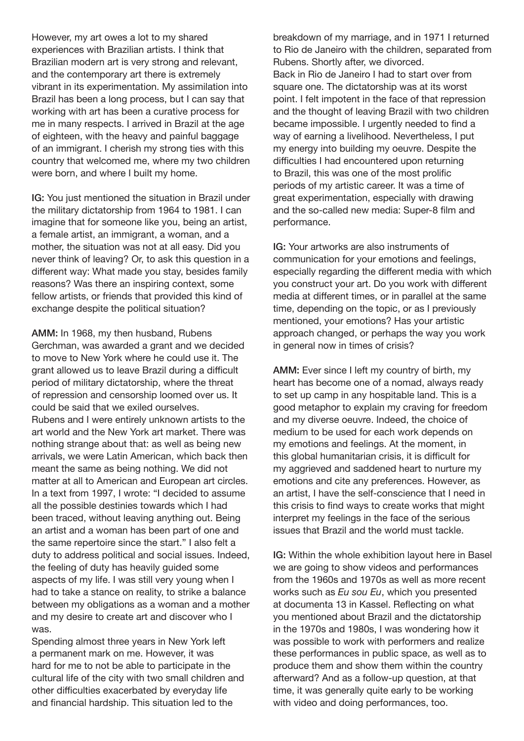However, my art owes a lot to my shared experiences with Brazilian artists. I think that Brazilian modern art is very strong and relevant, and the contemporary art there is extremely vibrant in its experimentation. My assimilation into Brazil has been a long process, but I can say that working with art has been a curative process for me in many respects. I arrived in Brazil at the age of eighteen, with the heavy and painful baggage of an immigrant. I cherish my strong ties with this country that welcomed me, where my two children were born, and where I built my home.

**IG:** You just mentioned the situation in Brazil under the military dictatorship from 1964 to 1981. I can imagine that for someone like you, being an artist, a female artist, an immigrant, a woman, and a mother, the situation was not at all easy. Did you never think of leaving? Or, to ask this question in a different way: What made you stay, besides family reasons? Was there an inspiring context, some fellow artists, or friends that provided this kind of exchange despite the political situation?

**AMM:** In 1968, my then husband, Rubens Gerchman, was awarded a grant and we decided to move to New York where he could use it. The grant allowed us to leave Brazil during a difficult period of military dictatorship, where the threat of repression and censorship loomed over us. It could be said that we exiled ourselves.
Rubens and I were entirely unknown artists to the art world and the New York art market. There was nothing strange about that: as well as being new arrivals, we were Latin American, which back then meant the same as being nothing. We did not matter at all to American and European art circles. In a text from 1997, I wrote: "I decided to assume all the possible destinies towards which I had been traced, without leaving anything out. Being an artist and a woman has been part of one and the same repertoire since the start." I also felt a duty to address political and social issues. Indeed, the feeling of duty has heavily guided some aspects of my life. I was still very young when I had to take a stance on reality, to strike a balance between my obligations as a woman and a mother and my desire to create art and discover who I was.
Spending almost three years in New York left a permanent mark on me. However, it was hard for me to not be able to participate in the cultural life of the city with two small children and other difficulties exacerbated by everyday life and financial hardship. This situation led to the breakdown of my marriage, and in 1971 I returned to Rio de Janeiro with the children, separated from Rubens. Shortly after, we divorced.
Back in Rio de Janeiro I had to start over from square one. The dictatorship was at its worst point. I felt impotent in the face of that repression and the thought of leaving Brazil with two children became impossible. I urgently needed to find a way of earning a livelihood. Nevertheless, I put my energy into building my oeuvre. Despite the difficulties I had encountered upon returning to Brazil, this was one of the most prolific periods of my artistic career. It was a time of great experimentation, especially with drawing and the so-called new media: Super-8 film and performance.

**IG:** Your artworks are also instruments of communication for your emotions and feelings, especially regarding the different media with which you construct your art. Do you work with different media at different times, or in parallel at the same time, depending on the topic, or as I previously mentioned, your emotions? Has your artistic approach changed, or perhaps the way you work in general now in times of crisis?

**AMM:** Ever since I left my country of birth, my heart has become one of a nomad, always ready to set up camp in any hospitable land. This is a good metaphor to explain my craving for freedom and my diverse oeuvre. Indeed, the choice of medium to be used for each work depends on my emotions and feelings. At the moment, in this global humanitarian crisis, it is difficult for my aggrieved and saddened heart to nurture my emotions and cite any preferences. However, as an artist, I have the self-conscience that I need in this crisis to find ways to create works that might interpret my feelings in the face of the serious issues that Brazil and the world must tackle.

**IG:** Within the whole exhibition layout here in Basel we are going to show videos and performances from the 1960s and 1970s as well as more recent works such as *Eu sou Eu*, which you presented at documenta 13 in Kassel. Reflecting on what you mentioned about Brazil and the dictatorship in the 1970s and 1980s, I was wondering how it was possible to work with performers and realize these performances in public space, as well as to produce them and show them within the country afterward? And as a follow-up question, at that time, it was generally quite early to be working with video and doing performances, too.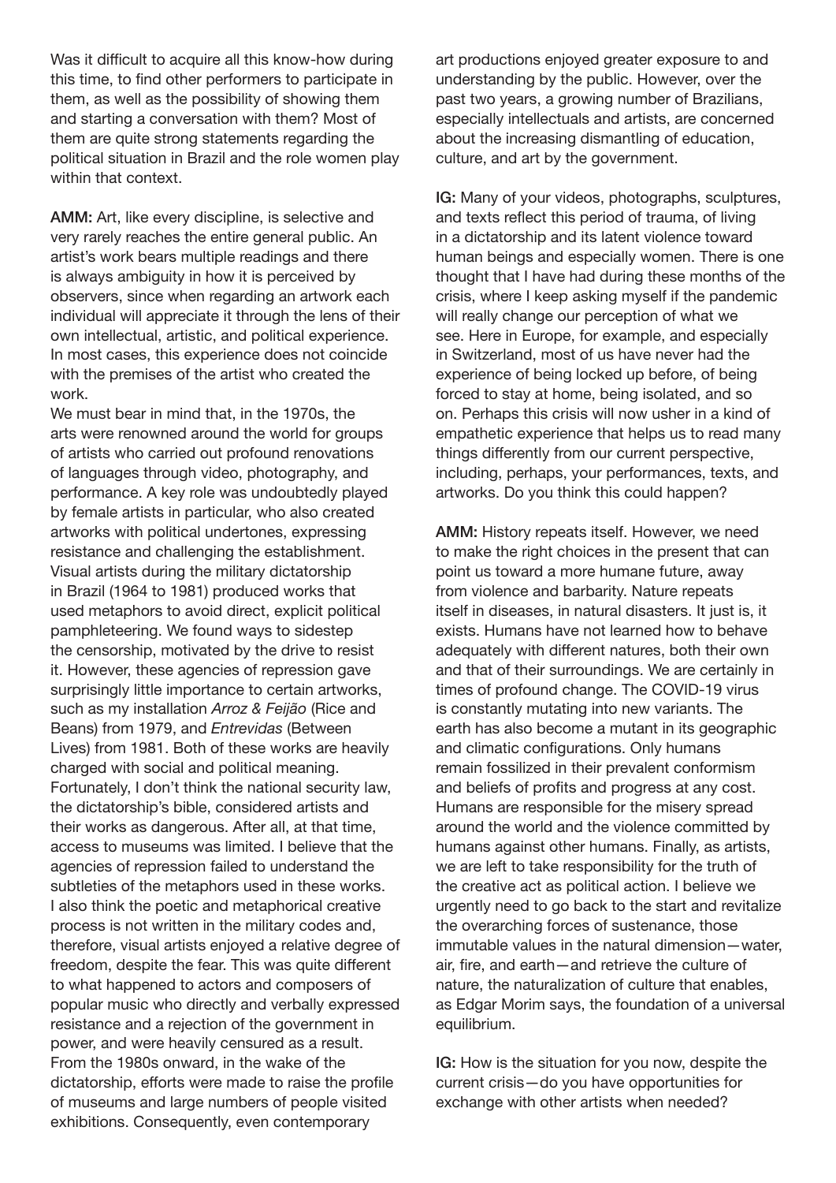Was it difficult to acquire all this know-how during this time, to find other performers to participate in them, as well as the possibility of showing them and starting a conversation with them? Most of them are quite strong statements regarding the political situation in Brazil and the role women play within that context.

**AMM:** Art, like every discipline, is selective and very rarely reaches the entire general public. An artist's work bears multiple readings and there is always ambiguity in how it is perceived by observers, since when regarding an artwork each individual will appreciate it through the lens of their own intellectual, artistic, and political experience. In most cases, this experience does not coincide with the premises of the artist who created the work.
We must bear in mind that, in the 1970s, the arts were renowned around the world for groups of artists who carried out profound renovations of languages through video, photography, and performance. A key role was undoubtedly played by female artists in particular, who also created artworks with political undertones, expressing resistance and challenging the establishment. Visual artists during the military dictatorship in Brazil (1964 to 1981) produced works that used metaphors to avoid direct, explicit political pamphleteering. We found ways to sidestep the censorship, motivated by the drive to resist it. However, these agencies of repression gave surprisingly little importance to certain artworks, such as my installation *Arroz & Feijão* (Rice and Beans) from 1979, and *Entrevidas* (Between Lives) from 1981. Both of these works are heavily charged with social and political meaning. Fortunately, I don't think the national security law, the dictatorship's bible, considered artists and their works as dangerous. After all, at that time, access to museums was limited. I believe that the agencies of repression failed to understand the subtleties of the metaphors used in these works. I also think the poetic and metaphorical creative process is not written in the military codes and, therefore, visual artists enjoyed a relative degree of freedom, despite the fear. This was quite different to what happened to actors and composers of popular music who directly and verbally expressed resistance and a rejection of the government in power, and were heavily censured as a result. From the 1980s onward, in the wake of the dictatorship, efforts were made to raise the profile of museums and large numbers of people visited exhibitions. Consequently, even contemporary art productions enjoyed greater exposure to and understanding by the public. However, over the past two years, a growing number of Brazilians, especially intellectuals and artists, are concerned about the increasing dismantling of education, culture, and art by the government.

**IG:** Many of your videos, photographs, sculptures, and texts reflect this period of trauma, of living in a dictatorship and its latent violence toward human beings and especially women. There is one thought that I have had during these months of the crisis, where I keep asking myself if the pandemic will really change our perception of what we see. Here in Europe, for example, and especially in Switzerland, most of us have never had the experience of being locked up before, of being forced to stay at home, being isolated, and so on. Perhaps this crisis will now usher in a kind of empathetic experience that helps us to read many things differently from our current perspective, including, perhaps, your performances, texts, and artworks. Do you think this could happen?

**AMM:** History repeats itself. However, we need to make the right choices in the present that can point us toward a more humane future, away from violence and barbarity. Nature repeats itself in diseases, in natural disasters. It just is, it exists. Humans have not learned how to behave adequately with different natures, both their own and that of their surroundings. We are certainly in times of profound change. The COVID-19 virus is constantly mutating into new variants. The earth has also become a mutant in its geographic and climatic configurations. Only humans remain fossilized in their prevalent conformism and beliefs of profits and progress at any cost. Humans are responsible for the misery spread around the world and the violence committed by humans against other humans. Finally, as artists, we are left to take responsibility for the truth of the creative act as political action. I believe we urgently need to go back to the start and revitalize the overarching forces of sustenance, those immutable values in the natural dimension—water, air, fire, and earth—and retrieve the culture of nature, the naturalization of culture that enables, as Edgar Morim says, the foundation of a universal equilibrium.

**IG:** How is the situation for you now, despite the current crisis—do you have opportunities for exchange with other artists when needed?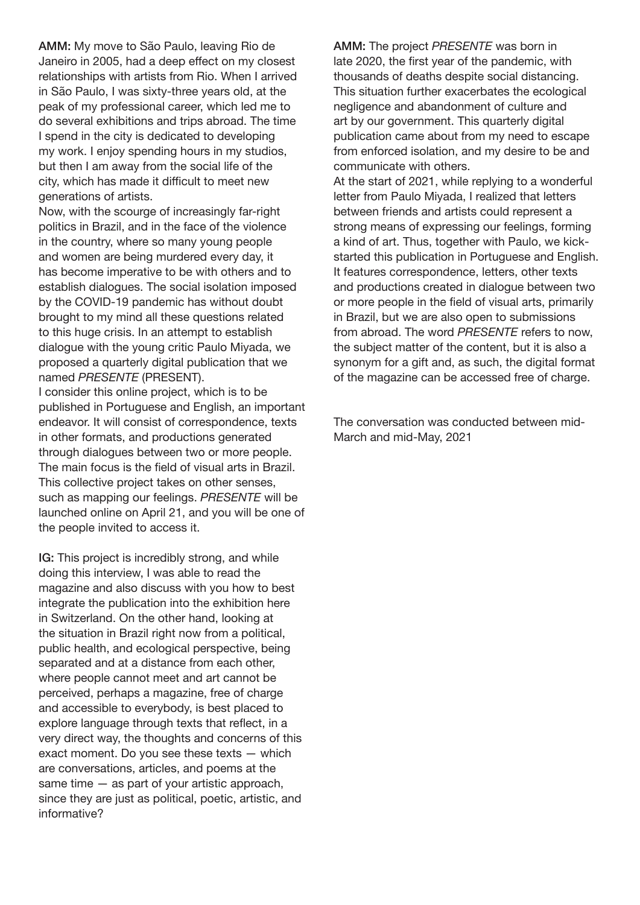**AMM:** My move to São Paulo, leaving Rio de Janeiro in 2005, had a deep effect on my closest relationships with artists from Rio. When I arrived in São Paulo, I was sixty-three years old, at the peak of my professional career, which led me to do several exhibitions and trips abroad. The time I spend in the city is dedicated to developing my work. I enjoy spending hours in my studios, but then I am away from the social life of the city, which has made it difficult to meet new generations of artists.

Now, with the scourge of increasingly far-right politics in Brazil, and in the face of the violence in the country, where so many young people and women are being murdered every day, it has become imperative to be with others and to establish dialogues. The social isolation imposed by the COVID-19 pandemic has without doubt brought to my mind all these questions related to this huge crisis. In an attempt to establish dialogue with the young critic Paulo Miyada, we proposed a quarterly digital publication that we named *PRESENTE* (PRESENT).

I consider this online project, which is to be published in Portuguese and English, an important endeavor. It will consist of correspondence, texts in other formats, and productions generated through dialogues between two or more people. The main focus is the field of visual arts in Brazil. This collective project takes on other senses, such as mapping our feelings. *PRESENTE* will be launched online on April 21, and you will be one of the people invited to access it.

**IG:** This project is incredibly strong, and while doing this interview, I was able to read the magazine and also discuss with you how to best integrate the publication into the exhibition here in Switzerland. On the other hand, looking at the situation in Brazil right now from a political, public health, and ecological perspective, being separated and at a distance from each other, where people cannot meet and art cannot be perceived, perhaps a magazine, free of charge and accessible to everybody, is best placed to explore language through texts that reflect, in a very direct way, the thoughts and concerns of this exact moment. Do you see these texts — which are conversations, articles, and poems at the same time — as part of your artistic approach, since they are just as political, poetic, artistic, and informative?

**AMM:** The project *PRESENTE* was born in late 2020, the first year of the pandemic, with thousands of deaths despite social distancing. This situation further exacerbates the ecological negligence and abandonment of culture and art by our government. This quarterly digital publication came about from my need to escape from enforced isolation, and my desire to be and communicate with others.

At the start of 2021, while replying to a wonderful letter from Paulo Miyada, I realized that letters between friends and artists could represent a strong means of expressing our feelings, forming a kind of art. Thus, together with Paulo, we kick-started this publication in Portuguese and English. It features correspondence, letters, other texts and productions created in dialogue between two or more people in the field of visual arts, primarily in Brazil, but we are also open to submissions from abroad. The word *PRESENTE* refers to now, the subject matter of the content, but it is also a synonym for a gift and, as such, the digital format of the magazine can be accessed free of charge.

The conversation was conducted between mid-March and mid-May, 2021